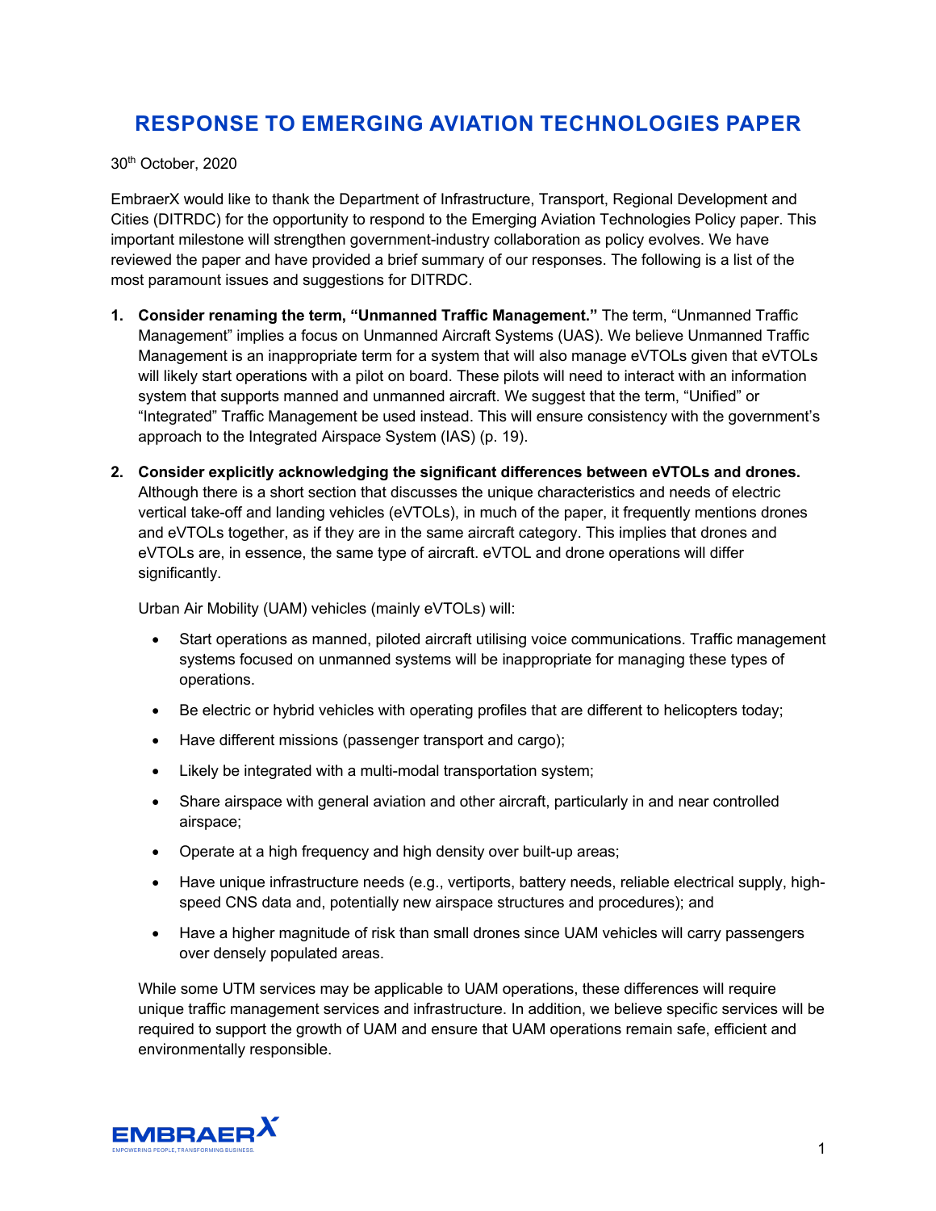# RESPONSE TO EMERGING AVIATION TECHNOLOGIES PAPER

30th October, 2020

EmbraerX would like to thank the Department of Infrastructure, Transport, Regional Development and Cities (DITRDC) for the opportunity to respond to the Emerging Aviation Technologies Policy paper. This important milestone will strengthen government-industry collaboration as policy evolves. We have reviewed the paper and have provided a brief summary of our responses. The following is a list of the most paramount issues and suggestions for DITRDC.

1. **Consider renaming the term, "Unmanned Traffic Management."** The term, "Unmanned Traffic Management" implies a focus on Unmanned Aircraft Systems (UAS). We believe Unmanned Traffic Management is an inappropriate term for a system that will also manage eVTOLs given that eVTOLs will likely start operations with a pilot on board. These pilots will need to interact with an information system that supports manned and unmanned aircraft. We suggest that the term, "Unified" or "Integrated" Traffic Management be used instead. This will ensure consistency with the government's approach to the Integrated Airspace System (IAS) (p. 19).

2. **Consider explicitly acknowledging the significant differences between eVTOLs and drones.** Although there is a short section that discusses the unique characteristics and needs of electric vertical take-off and landing vehicles (eVTOLs), in much of the paper, it frequently mentions drones and eVTOLs together, as if they are in the same aircraft category. This implies that drones and eVTOLs are, in essence, the same type of aircraft. eVTOL and drone operations will differ significantly.

   Urban Air Mobility (UAM) vehicles (mainly eVTOLs) will:

   - Start operations as manned, piloted aircraft utilising voice communications. Traffic management systems focused on unmanned systems will be inappropriate for managing these types of operations.
   - Be electric or hybrid vehicles with operating profiles that are different to helicopters today;
   - Have different missions (passenger transport and cargo);
   - Likely be integrated with a multi-modal transportation system;
   - Share airspace with general aviation and other aircraft, particularly in and near controlled airspace;
   - Operate at a high frequency and high density over built-up areas;
   - Have unique infrastructure needs (e.g., vertiports, battery needs, reliable electrical supply, high-speed CNS data and, potentially new airspace structures and procedures); and
   - Have a higher magnitude of risk than small drones since UAM vehicles will carry passengers over densely populated areas.

   While some UTM services may be applicable to UAM operations, these differences will require unique traffic management services and infrastructure. In addition, we believe specific services will be required to support the growth of UAM and ensure that UAM operations remain safe, efficient and environmentally responsible.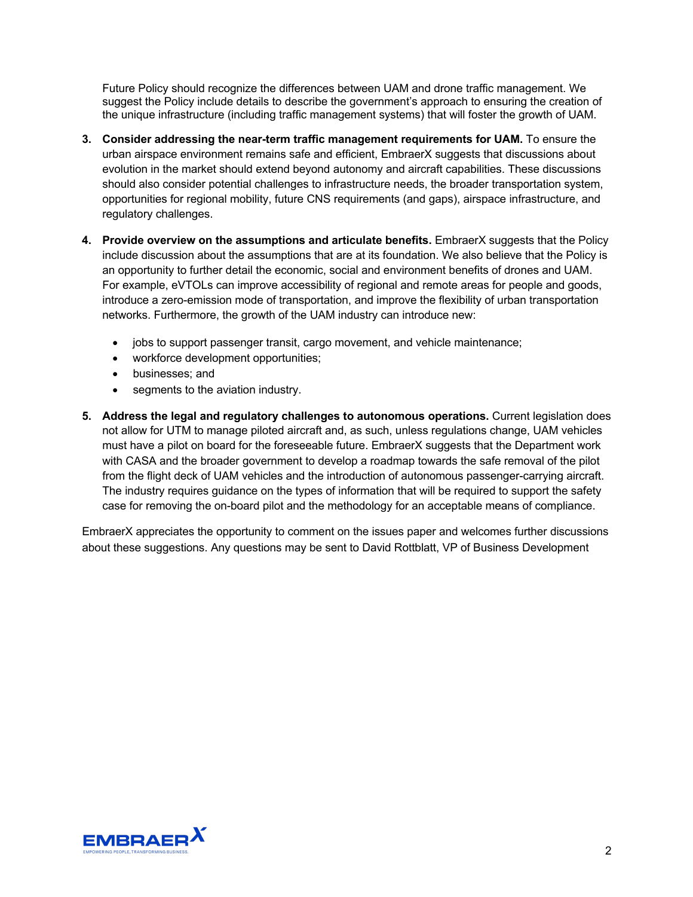Future Policy should recognize the differences between UAM and drone traffic management. We suggest the Policy include details to describe the government's approach to ensuring the creation of the unique infrastructure (including traffic management systems) that will foster the growth of UAM.

3. **Consider addressing the near-term traffic management requirements for UAM.** To ensure the urban airspace environment remains safe and efficient, EmbraerX suggests that discussions about evolution in the market should extend beyond autonomy and aircraft capabilities. These discussions should also consider potential challenges to infrastructure needs, the broader transportation system, opportunities for regional mobility, future CNS requirements (and gaps), airspace infrastructure, and regulatory challenges.

4. **Provide overview on the assumptions and articulate benefits.** EmbraerX suggests that the Policy include discussion about the assumptions that are at its foundation. We also believe that the Policy is an opportunity to further detail the economic, social and environment benefits of drones and UAM. For example, eVTOLs can improve accessibility of regional and remote areas for people and goods, introduce a zero-emission mode of transportation, and improve the flexibility of urban transportation networks. Furthermore, the growth of the UAM industry can introduce new:

   - jobs to support passenger transit, cargo movement, and vehicle maintenance;
   - workforce development opportunities;
   - businesses; and
   - segments to the aviation industry.

5. **Address the legal and regulatory challenges to autonomous operations.** Current legislation does not allow for UTM to manage piloted aircraft and, as such, unless regulations change, UAM vehicles must have a pilot on board for the foreseeable future. EmbraerX suggests that the Department work with CASA and the broader government to develop a roadmap towards the safe removal of the pilot from the flight deck of UAM vehicles and the introduction of autonomous passenger-carrying aircraft. The industry requires guidance on the types of information that will be required to support the safety case for removing the on-board pilot and the methodology for an acceptable means of compliance.

EmbraerX appreciates the opportunity to comment on the issues paper and welcomes further discussions about these suggestions. Any questions may be sent to David Rottblatt, VP of Business Development